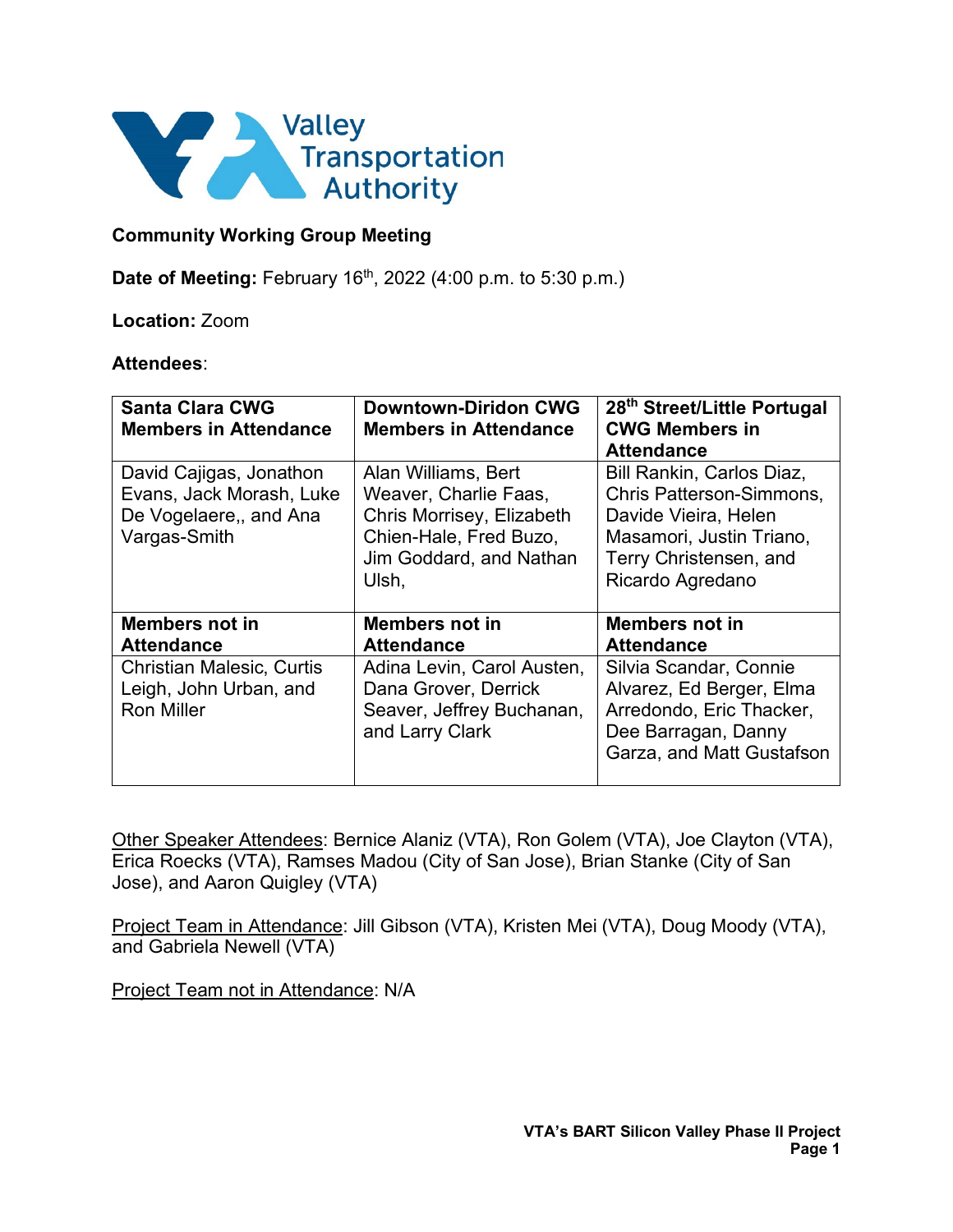**Community Working Group Meeting**

**Date of Meeting:** February 16th, 2022 (4:00 p.m. to 5:30 p.m.)

**Location:** Zoom

**Attendees**:

| **Santa Clara CWG Members in Attendance** | **Downtown-Diridon CWG Members in Attendance** | **28th Street/Little Portugal CWG Members in Attendance** |
|---|---|---|
| David Cajigas, Jonathon Evans, Jack Morash, Luke De Vogelaere,, and Ana Vargas-Smith | Alan Williams, Bert Weaver, Charlie Faas, Chris Morrisey, Elizabeth Chien-Hale, Fred Buzo, Jim Goddard, and Nathan Ulsh, | Bill Rankin, Carlos Diaz, Chris Patterson-Simmons, Davide Vieira, Helen Masamori, Justin Triano, Terry Christensen, and Ricardo Agredano |
| **Members not in Attendance** | **Members not in Attendance** | **Members not in Attendance** |
| Christian Malesic, Curtis Leigh, John Urban, and Ron Miller | Adina Levin, Carol Austen, Dana Grover, Derrick Seaver, Jeffrey Buchanan, and Larry Clark | Silvia Scandar, Connie Alvarez, Ed Berger, Elma Arredondo, Eric Thacker, Dee Barragan, Danny Garza, and Matt Gustafson |

Other Speaker Attendees: Bernice Alaniz (VTA), Ron Golem (VTA), Joe Clayton (VTA), Erica Roecks (VTA), Ramses Madou (City of San Jose), Brian Stanke (City of San Jose), and Aaron Quigley (VTA)

Project Team in Attendance: Jill Gibson (VTA), Kristen Mei (VTA), Doug Moody (VTA), and Gabriela Newell (VTA)

Project Team not in Attendance: N/A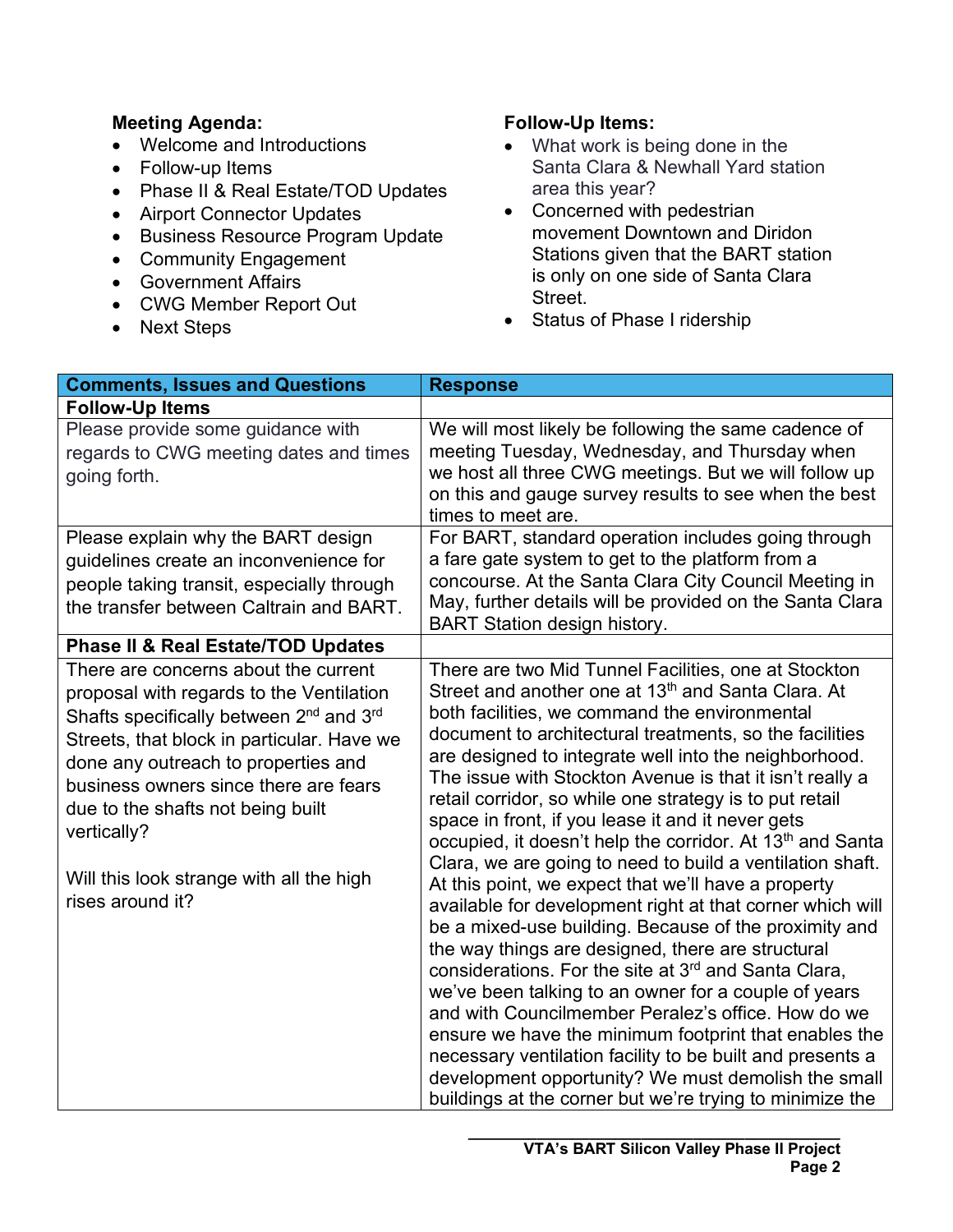**Meeting Agenda:**

- Welcome and Introductions
- Follow-up Items
- Phase II & Real Estate/TOD Updates
- Airport Connector Updates
- Business Resource Program Update
- Community Engagement
- Government Affairs
- CWG Member Report Out
- Next Steps

**Follow-Up Items:**

- What work is being done in the Santa Clara & Newhall Yard station area this year?
- Concerned with pedestrian movement Downtown and Diridon Stations given that the BART station is only on one side of Santa Clara Street.
- Status of Phase I ridership

| Comments, Issues and Questions | Response |
| --- | --- |
| **Follow-Up Items** | |
| Please provide some guidance with regards to CWG meeting dates and times going forth. | We will most likely be following the same cadence of meeting Tuesday, Wednesday, and Thursday when we host all three CWG meetings. But we will follow up on this and gauge survey results to see when the best times to meet are. |
| Please explain why the BART design guidelines create an inconvenience for people taking transit, especially through the transfer between Caltrain and BART. | For BART, standard operation includes going through a fare gate system to get to the platform from a concourse. At the Santa Clara City Council Meeting in May, further details will be provided on the Santa Clara BART Station design history. |
| **Phase II & Real Estate/TOD Updates** | |
| There are concerns about the current proposal with regards to the Ventilation Shafts specifically between 2nd and 3rd Streets, that block in particular. Have we done any outreach to properties and business owners since there are fears due to the shafts not being built vertically?<br><br>Will this look strange with all the high rises around it? | There are two Mid Tunnel Facilities, one at Stockton Street and another one at 13th and Santa Clara. At both facilities, we command the environmental document to architectural treatments, so the facilities are designed to integrate well into the neighborhood. The issue with Stockton Avenue is that it isn't really a retail corridor, so while one strategy is to put retail space in front, if you lease it and it never gets occupied, it doesn't help the corridor. At 13th and Santa Clara, we are going to need to build a ventilation shaft. At this point, we expect that we'll have a property available for development right at that corner which will be a mixed-use building. Because of the proximity and the way things are designed, there are structural considerations. For the site at 3rd and Santa Clara, we've been talking to an owner for a couple of years and with Councilmember Peralez's office. How do we ensure we have the minimum footprint that enables the necessary ventilation facility to be built and presents a development opportunity? We must demolish the small buildings at the corner but we're trying to minimize the |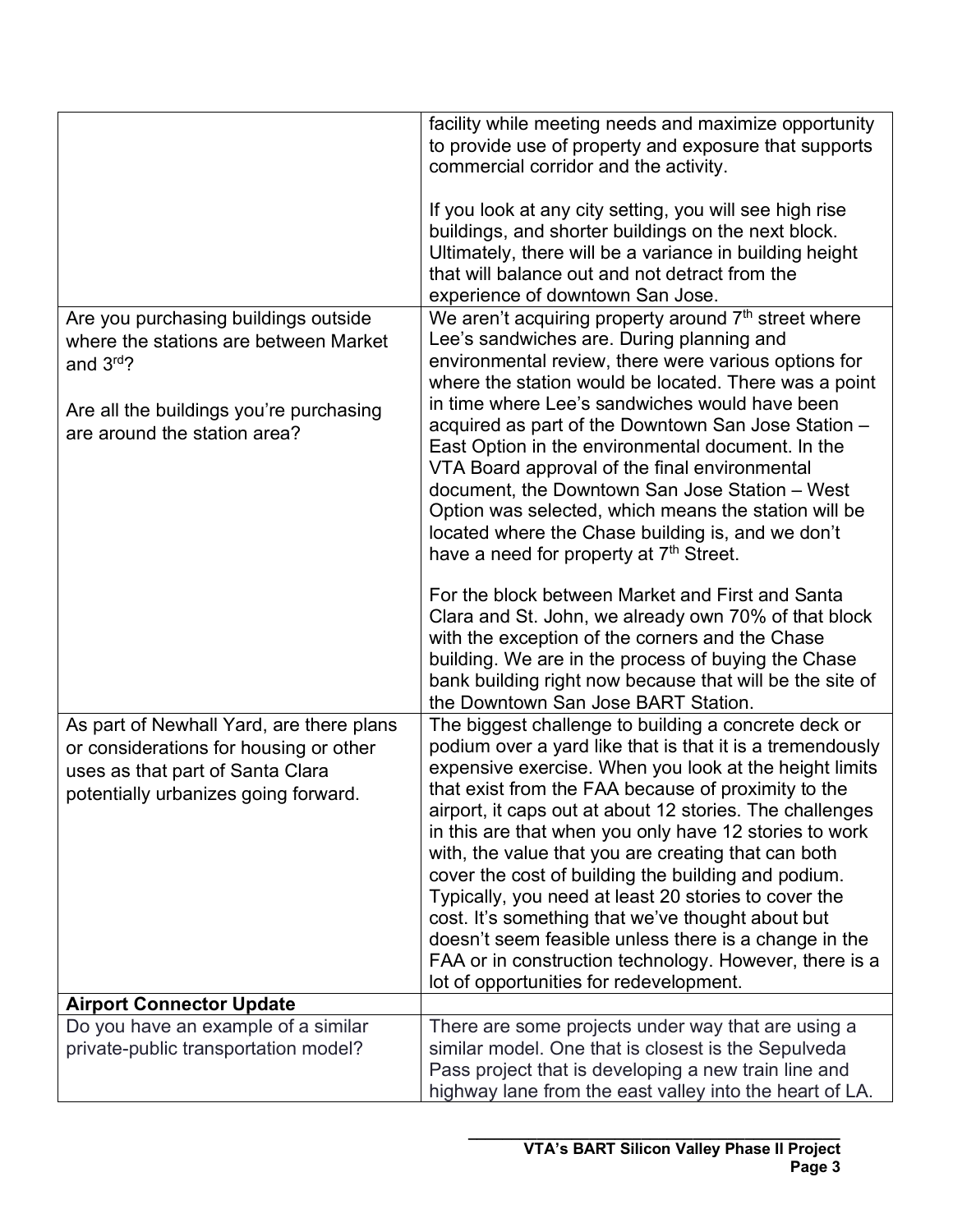| | |
|---|---|
| | facility while meeting needs and maximize opportunity to provide use of property and exposure that supports commercial corridor and the activity.<br><br>If you look at any city setting, you will see high rise buildings, and shorter buildings on the next block. Ultimately, there will be a variance in building height that will balance out and not detract from the experience of downtown San Jose. |
| Are you purchasing buildings outside where the stations are between Market and 3rd?<br><br>Are all the buildings you're purchasing are around the station area? | We aren't acquiring property around 7th street where Lee's sandwiches are. During planning and environmental review, there were various options for where the station would be located. There was a point in time where Lee's sandwiches would have been acquired as part of the Downtown San Jose Station – East Option in the environmental document. In the VTA Board approval of the final environmental document, the Downtown San Jose Station – West Option was selected, which means the station will be located where the Chase building is, and we don't have a need for property at 7th Street.<br><br>For the block between Market and First and Santa Clara and St. John, we already own 70% of that block with the exception of the corners and the Chase building. We are in the process of buying the Chase bank building right now because that will be the site of the Downtown San Jose BART Station. |
| As part of Newhall Yard, are there plans or considerations for housing or other uses as that part of Santa Clara potentially urbanizes going forward. | The biggest challenge to building a concrete deck or podium over a yard like that is that it is a tremendously expensive exercise. When you look at the height limits that exist from the FAA because of proximity to the airport, it caps out at about 12 stories. The challenges in this are that when you only have 12 stories to work with, the value that you are creating that can both cover the cost of building the building and podium. Typically, you need at least 20 stories to cover the cost. It's something that we've thought about but doesn't seem feasible unless there is a change in the FAA or in construction technology. However, there is a lot of opportunities for redevelopment. |
| **Airport Connector Update** | |
| Do you have an example of a similar private-public transportation model? | There are some projects under way that are using a similar model. One that is closest is the Sepulveda Pass project that is developing a new train line and highway lane from the east valley into the heart of LA. |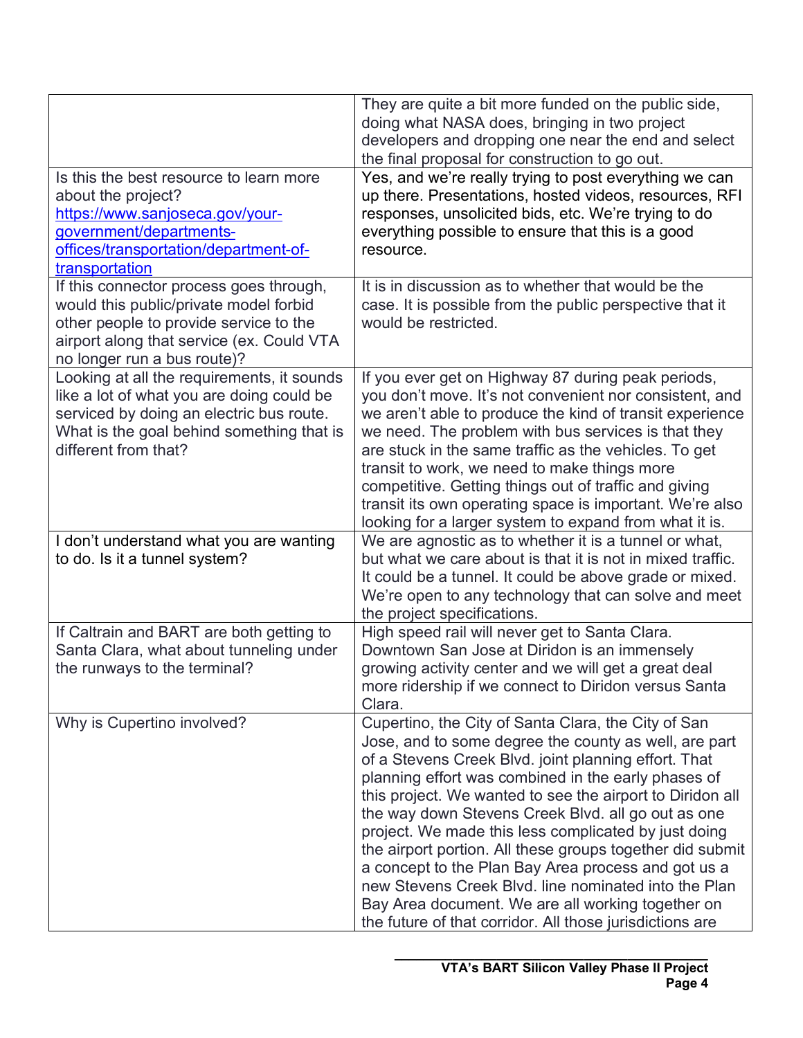| | |
|---|---|
| | They are quite a bit more funded on the public side, doing what NASA does, bringing in two project developers and dropping one near the end and select the final proposal for construction to go out. |
| Is this the best resource to learn more about the project? [https://www.sanjoseca.gov/your-government/departments-offices/transportation/department-of-transportation](https://www.sanjoseca.gov/your-government/departments-offices/transportation/department-of-transportation) | Yes, and we're really trying to post everything we can up there. Presentations, hosted videos, resources, RFI responses, unsolicited bids, etc. We're trying to do everything possible to ensure that this is a good resource. |
| If this connector process goes through, would this public/private model forbid other people to provide service to the airport along that service (ex. Could VTA no longer run a bus route)? | It is in discussion as to whether that would be the case. It is possible from the public perspective that it would be restricted. |
| Looking at all the requirements, it sounds like a lot of what you are doing could be serviced by doing an electric bus route. What is the goal behind something that is different from that? | If you ever get on Highway 87 during peak periods, you don't move. It's not convenient nor consistent, and we aren't able to produce the kind of transit experience we need. The problem with bus services is that they are stuck in the same traffic as the vehicles. To get transit to work, we need to make things more competitive. Getting things out of traffic and giving transit its own operating space is important. We're also looking for a larger system to expand from what it is. |
| I don't understand what you are wanting to do. Is it a tunnel system? | We are agnostic as to whether it is a tunnel or what, but what we care about is that it is not in mixed traffic. It could be a tunnel. It could be above grade or mixed. We're open to any technology that can solve and meet the project specifications. |
| If Caltrain and BART are both getting to Santa Clara, what about tunneling under the runways to the terminal? | High speed rail will never get to Santa Clara. Downtown San Jose at Diridon is an immensely growing activity center and we will get a great deal more ridership if we connect to Diridon versus Santa Clara. |
| Why is Cupertino involved? | Cupertino, the City of Santa Clara, the City of San Jose, and to some degree the county as well, are part of a Stevens Creek Blvd. joint planning effort. That planning effort was combined in the early phases of this project. We wanted to see the airport to Diridon all the way down Stevens Creek Blvd. all go out as one project. We made this less complicated by just doing the airport portion. All these groups together did submit a concept to the Plan Bay Area process and got us a new Stevens Creek Blvd. line nominated into the Plan Bay Area document. We are all working together on the future of that corridor. All those jurisdictions are |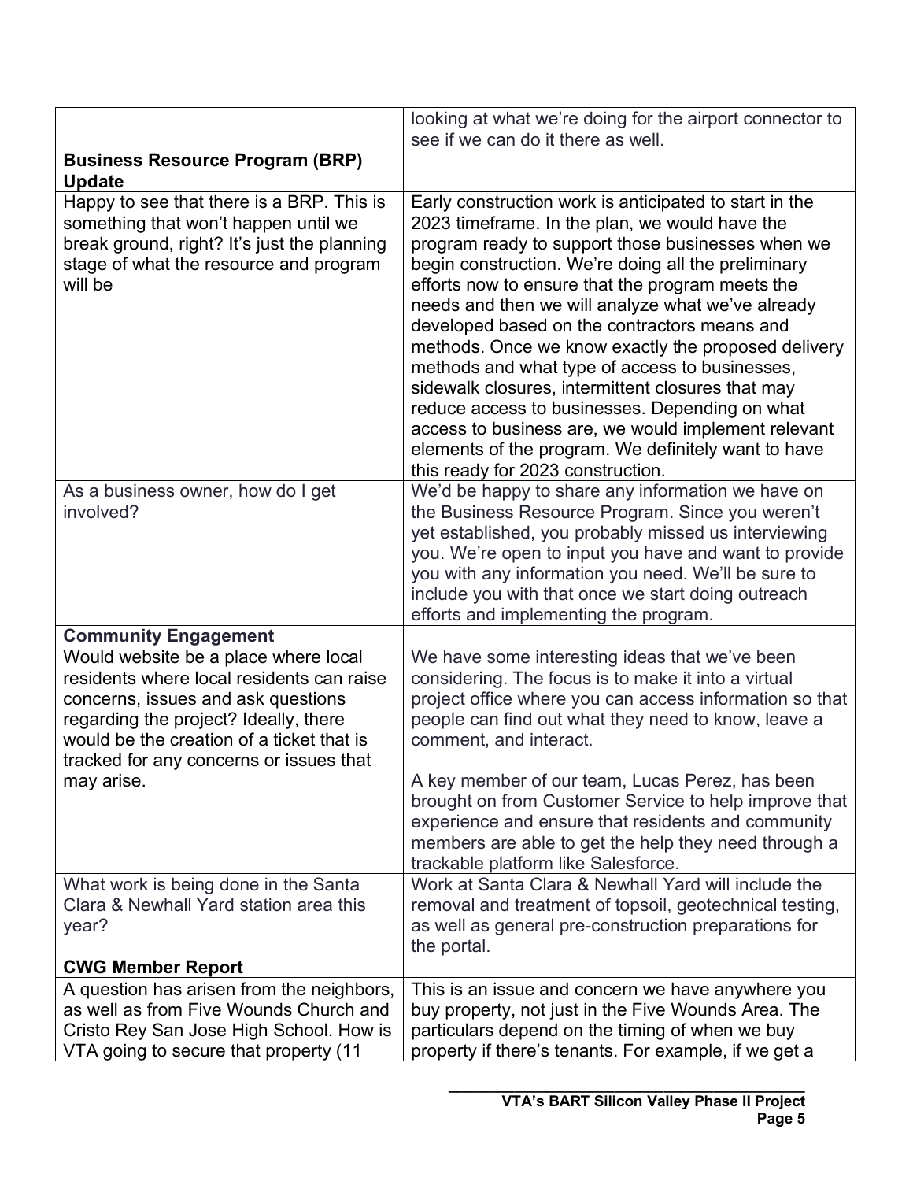| | |
|---|---|
| | looking at what we're doing for the airport connector to see if we can do it there as well. |
| **Business Resource Program (BRP) Update** | |
| Happy to see that there is a BRP. This is something that won't happen until we break ground, right? It's just the planning stage of what the resource and program will be | Early construction work is anticipated to start in the 2023 timeframe. In the plan, we would have the program ready to support those businesses when we begin construction. We're doing all the preliminary efforts now to ensure that the program meets the needs and then we will analyze what we've already developed based on the contractors means and methods. Once we know exactly the proposed delivery methods and what type of access to businesses, sidewalk closures, intermittent closures that may reduce access to businesses. Depending on what access to business are, we would implement relevant elements of the program. We definitely want to have this ready for 2023 construction. |
| As a business owner, how do I get involved? | We'd be happy to share any information we have on the Business Resource Program. Since you weren't yet established, you probably missed us interviewing you. We're open to input you have and want to provide you with any information you need. We'll be sure to include you with that once we start doing outreach efforts and implementing the program. |
| **Community Engagement** | |
| Would website be a place where local residents where local residents can raise concerns, issues and ask questions regarding the project? Ideally, there would be the creation of a ticket that is tracked for any concerns or issues that may arise. | We have some interesting ideas that we've been considering. The focus is to make it into a virtual project office where you can access information so that people can find out what they need to know, leave a comment, and interact.<br><br>A key member of our team, Lucas Perez, has been brought on from Customer Service to help improve that experience and ensure that residents and community members are able to get the help they need through a trackable platform like Salesforce. |
| What work is being done in the Santa Clara & Newhall Yard station area this year? | Work at Santa Clara & Newhall Yard will include the removal and treatment of topsoil, geotechnical testing, as well as general pre-construction preparations for the portal. |
| **CWG Member Report** | |
| A question has arisen from the neighbors, as well as from Five Wounds Church and Cristo Rey San Jose High School. How is VTA going to secure that property (11 | This is an issue and concern we have anywhere you buy property, not just in the Five Wounds Area. The particulars depend on the timing of when we buy property if there's tenants. For example, if we get a |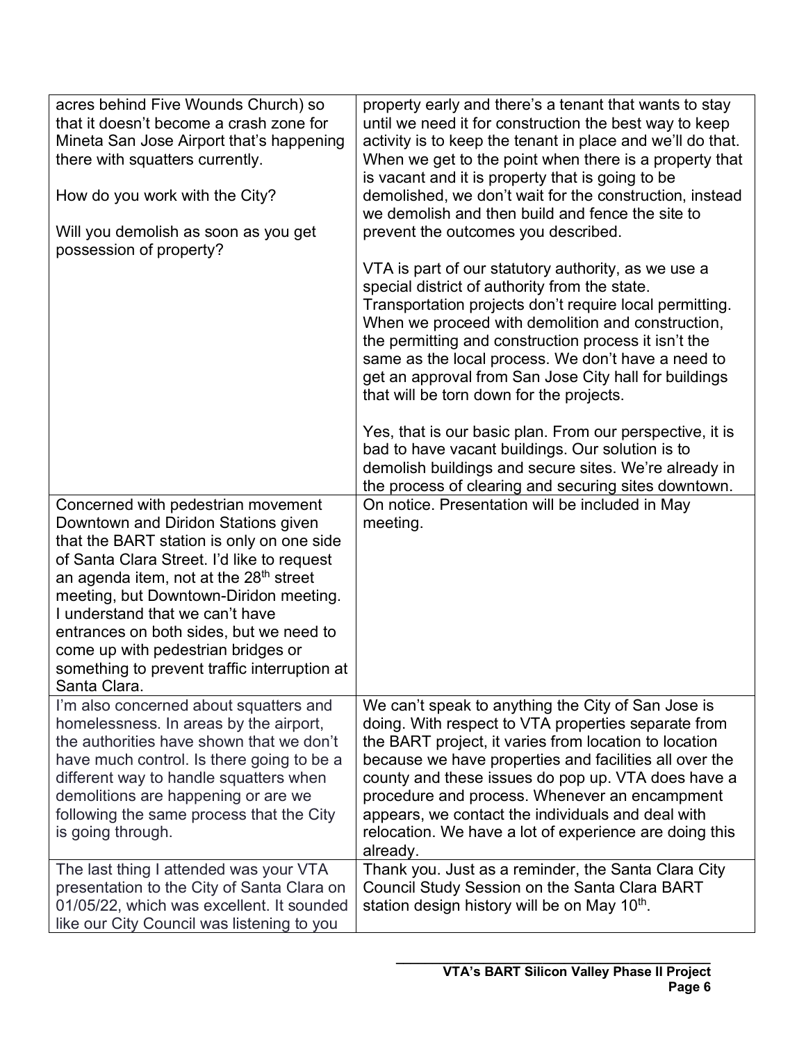| | |
|---|---|
| acres behind Five Wounds Church) so that it doesn't become a crash zone for Mineta San Jose Airport that's happening there with squatters currently.<br><br>How do you work with the City?<br><br>Will you demolish as soon as you get possession of property? | property early and there's a tenant that wants to stay until we need it for construction the best way to keep activity is to keep the tenant in place and we'll do that. When we get to the point when there is a property that is vacant and it is property that is going to be demolished, we don't wait for the construction, instead we demolish and then build and fence the site to prevent the outcomes you described.<br><br>VTA is part of our statutory authority, as we use a special district of authority from the state. Transportation projects don't require local permitting. When we proceed with demolition and construction, the permitting and construction process it isn't the same as the local process. We don't have a need to get an approval from San Jose City hall for buildings that will be torn down for the projects.<br><br>Yes, that is our basic plan. From our perspective, it is bad to have vacant buildings. Our solution is to demolish buildings and secure sites. We're already in the process of clearing and securing sites downtown. |
| Concerned with pedestrian movement Downtown and Diridon Stations given that the BART station is only on one side of Santa Clara Street. I'd like to request an agenda item, not at the 28th street meeting, but Downtown-Diridon meeting. I understand that we can't have entrances on both sides, but we need to come up with pedestrian bridges or something to prevent traffic interruption at Santa Clara. | On notice. Presentation will be included in May meeting. |
| I'm also concerned about squatters and homelessness. In areas by the airport, the authorities have shown that we don't have much control. Is there going to be a different way to handle squatters when demolitions are happening or are we following the same process that the City is going through. | We can't speak to anything the City of San Jose is doing. With respect to VTA properties separate from the BART project, it varies from location to location because we have properties and facilities all over the county and these issues do pop up. VTA does have a procedure and process. Whenever an encampment appears, we contact the individuals and deal with relocation. We have a lot of experience are doing this already. |
| The last thing I attended was your VTA presentation to the City of Santa Clara on 01/05/22, which was excellent. It sounded like our City Council was listening to you | Thank you. Just as a reminder, the Santa Clara City Council Study Session on the Santa Clara BART station design history will be on May 10th. |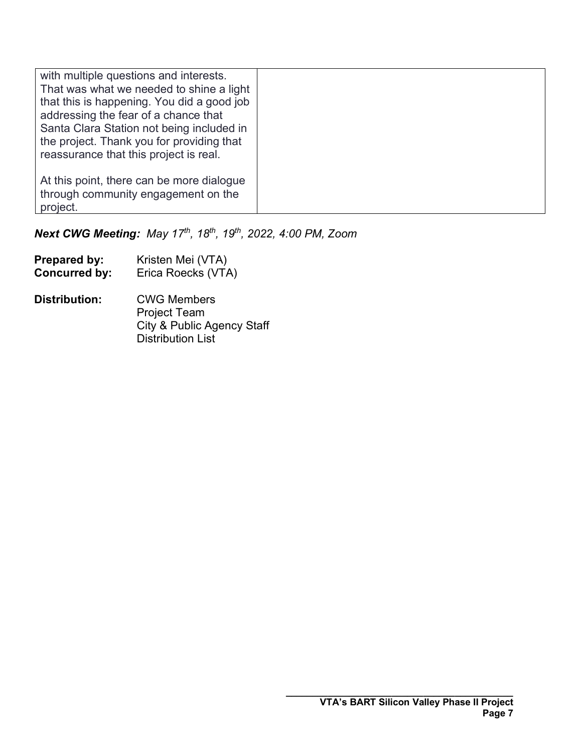| | |
|---|---|
| with multiple questions and interests. That was what we needed to shine a light that this is happening. You did a good job addressing the fear of a chance that Santa Clara Station not being included in the project. Thank you for providing that reassurance that this project is real.<br><br>At this point, there can be more dialogue through community engagement on the project. | |

***Next CWG Meeting:*** *May 17th, 18th, 19th, 2022, 4:00 PM, Zoom*

**Prepared by:** Kristen Mei (VTA)
**Concurred by:** Erica Roecks (VTA)

**Distribution:** CWG Members
Project Team
City & Public Agency Staff
Distribution List